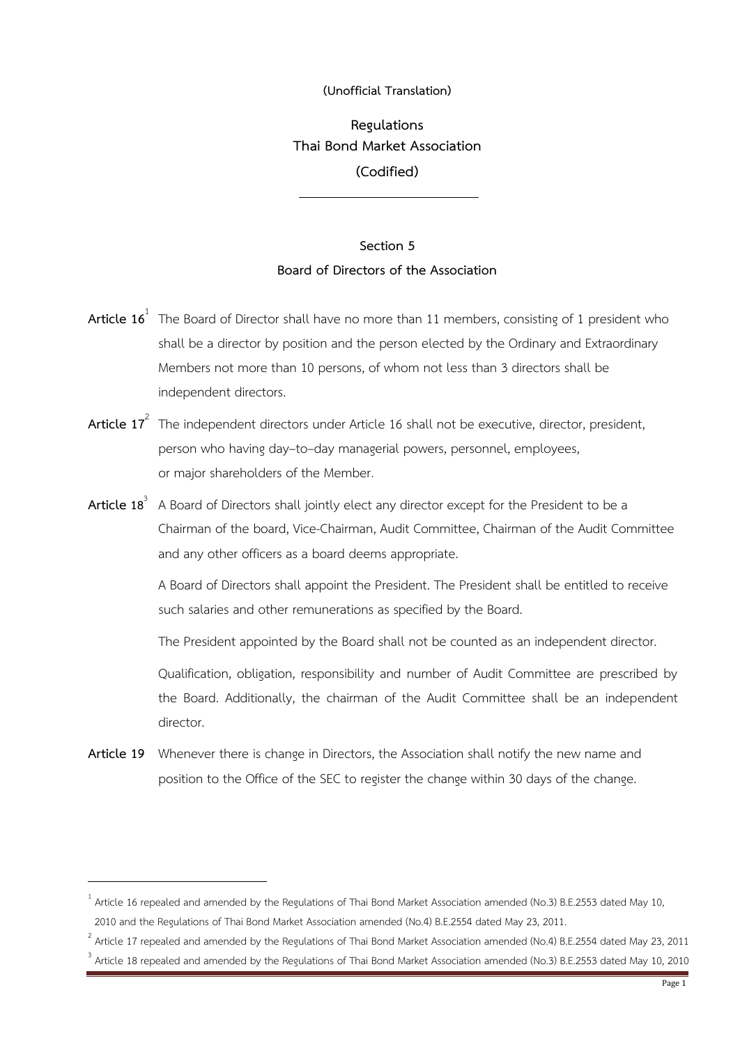(Unofficial Translation)

# Regulations
# Thai Bond Market Association
# (Codified)

---

## Section 5
## Board of Directors of the Association

**Article 16**[1] The Board of Director shall have no more than 11 members, consisting of 1 president who shall be a director by position and the person elected by the Ordinary and Extraordinary Members not more than 10 persons, of whom not less than 3 directors shall be independent directors.

**Article 17**[2] The independent directors under Article 16 shall not be executive, director, president, person who having day–to–day managerial powers, personnel, employees, or major shareholders of the Member.

**Article 18**[3] A Board of Directors shall jointly elect any director except for the President to be a Chairman of the board, Vice-Chairman, Audit Committee, Chairman of the Audit Committee and any other officers as a board deems appropriate.

A Board of Directors shall appoint the President. The President shall be entitled to receive such salaries and other remunerations as specified by the Board.

The President appointed by the Board shall not be counted as an independent director.

Qualification, obligation, responsibility and number of Audit Committee are prescribed by the Board. Additionally, the chairman of the Audit Committee shall be an independent director.

**Article 19** Whenever there is change in Directors, the Association shall notify the new name and position to the Office of the SEC to register the change within 30 days of the change.

---

[1] Article 16 repealed and amended by the Regulations of Thai Bond Market Association amended (No.3) B.E.2553 dated May 10, 2010 and the Regulations of Thai Bond Market Association amended (No.4) B.E.2554 dated May 23, 2011.

[2] Article 17 repealed and amended by the Regulations of Thai Bond Market Association amended (No.4) B.E.2554 dated May 23, 2011

[3] Article 18 repealed and amended by the Regulations of Thai Bond Market Association amended (No.3) B.E.2553 dated May 10, 2010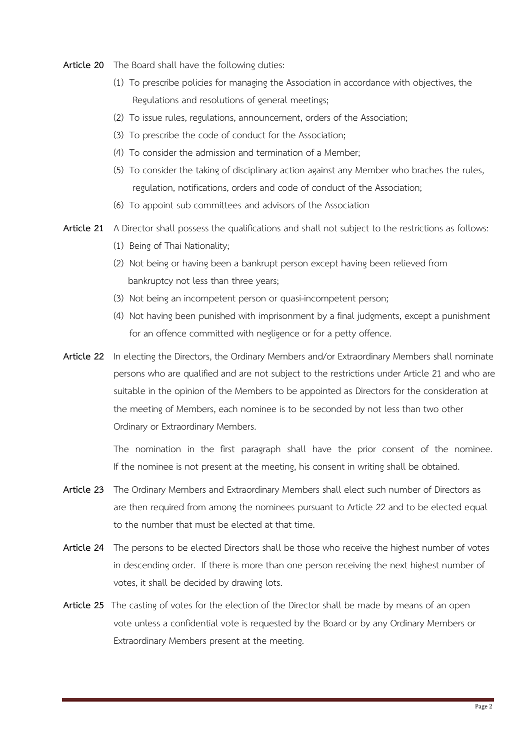**Article 20** The Board shall have the following duties:

(1) To prescribe policies for managing the Association in accordance with objectives, the Regulations and resolutions of general meetings;

(2) To issue rules, regulations, announcement, orders of the Association;

(3) To prescribe the code of conduct for the Association;

(4) To consider the admission and termination of a Member;

(5) To consider the taking of disciplinary action against any Member who braches the rules, regulation, notifications, orders and code of conduct of the Association;

(6) To appoint sub committees and advisors of the Association

**Article 21** A Director shall possess the qualifications and shall not subject to the restrictions as follows:

(1) Being of Thai Nationality;

(2) Not being or having been a bankrupt person except having been relieved from bankruptcy not less than three years;

(3) Not being an incompetent person or quasi-incompetent person;

(4) Not having been punished with imprisonment by a final judgments, except a punishment for an offence committed with negligence or for a petty offence.

**Article 22** In electing the Directors, the Ordinary Members and/or Extraordinary Members shall nominate persons who are qualified and are not subject to the restrictions under Article 21 and who are suitable in the opinion of the Members to be appointed as Directors for the consideration at the meeting of Members, each nominee is to be seconded by not less than two other Ordinary or Extraordinary Members.

The nomination in the first paragraph shall have the prior consent of the nominee. If the nominee is not present at the meeting, his consent in writing shall be obtained.

**Article 23** The Ordinary Members and Extraordinary Members shall elect such number of Directors as are then required from among the nominees pursuant to Article 22 and to be elected equal to the number that must be elected at that time.

**Article 24** The persons to be elected Directors shall be those who receive the highest number of votes in descending order. If there is more than one person receiving the next highest number of votes, it shall be decided by drawing lots.

**Article 25** The casting of votes for the election of the Director shall be made by means of an open vote unless a confidential vote is requested by the Board or by any Ordinary Members or Extraordinary Members present at the meeting.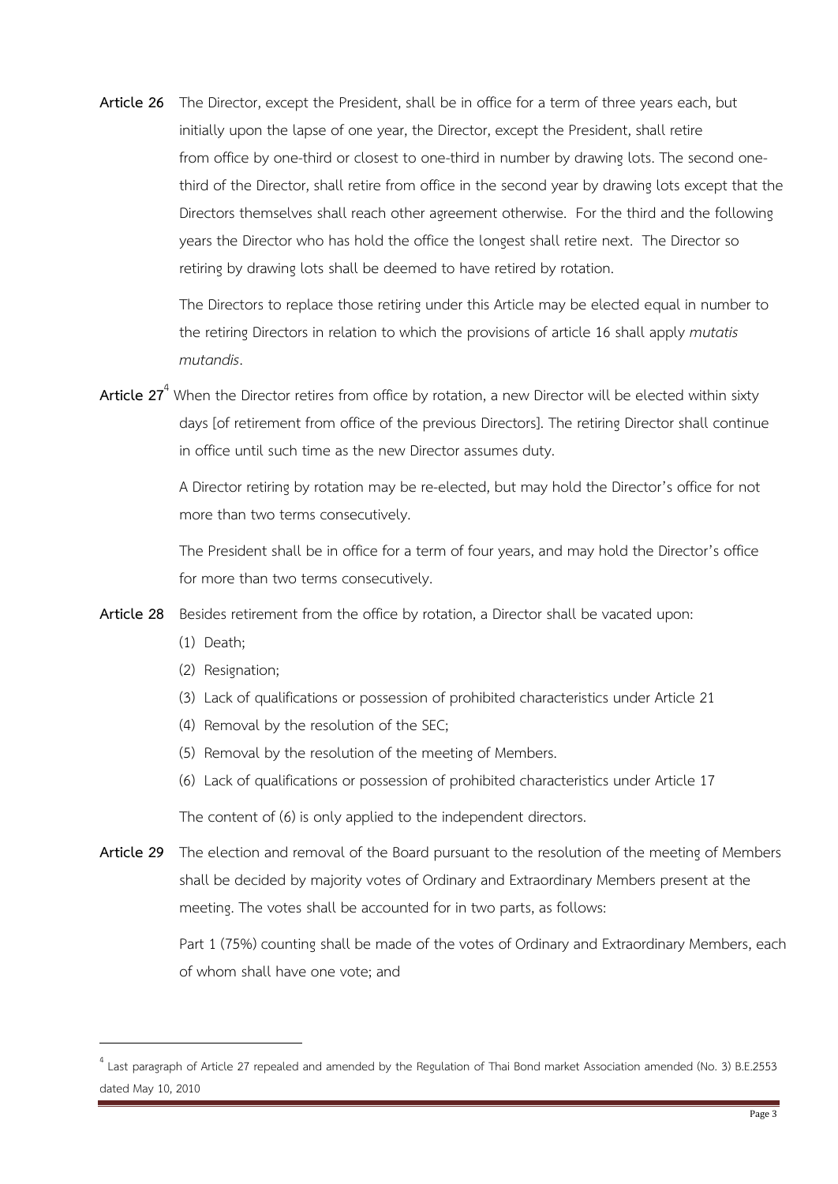**Article 26** The Director, except the President, shall be in office for a term of three years each, but initially upon the lapse of one year, the Director, except the President, shall retire from office by one-third or closest to one-third in number by drawing lots. The second one-third of the Director, shall retire from office in the second year by drawing lots except that the Directors themselves shall reach other agreement otherwise. For the third and the following years the Director who has hold the office the longest shall retire next. The Director so retiring by drawing lots shall be deemed to have retired by rotation.

The Directors to replace those retiring under this Article may be elected equal in number to the retiring Directors in relation to which the provisions of article 16 shall apply *mutatis mutandis*.

**Article 27**[4] When the Director retires from office by rotation, a new Director will be elected within sixty days [of retirement from office of the previous Directors]. The retiring Director shall continue in office until such time as the new Director assumes duty.

A Director retiring by rotation may be re-elected, but may hold the Director's office for not more than two terms consecutively.

The President shall be in office for a term of four years, and may hold the Director's office for more than two terms consecutively.

**Article 28** Besides retirement from the office by rotation, a Director shall be vacated upon:

(1) Death;

(2) Resignation;

(3) Lack of qualifications or possession of prohibited characteristics under Article 21

(4) Removal by the resolution of the SEC;

(5) Removal by the resolution of the meeting of Members.

(6) Lack of qualifications or possession of prohibited characteristics under Article 17

The content of (6) is only applied to the independent directors.

**Article 29** The election and removal of the Board pursuant to the resolution of the meeting of Members shall be decided by majority votes of Ordinary and Extraordinary Members present at the meeting. The votes shall be accounted for in two parts, as follows:

Part 1 (75%) counting shall be made of the votes of Ordinary and Extraordinary Members, each of whom shall have one vote; and

---

[4] Last paragraph of Article 27 repealed and amended by the Regulation of Thai Bond market Association amended (No. 3) B.E.2553 dated May 10, 2010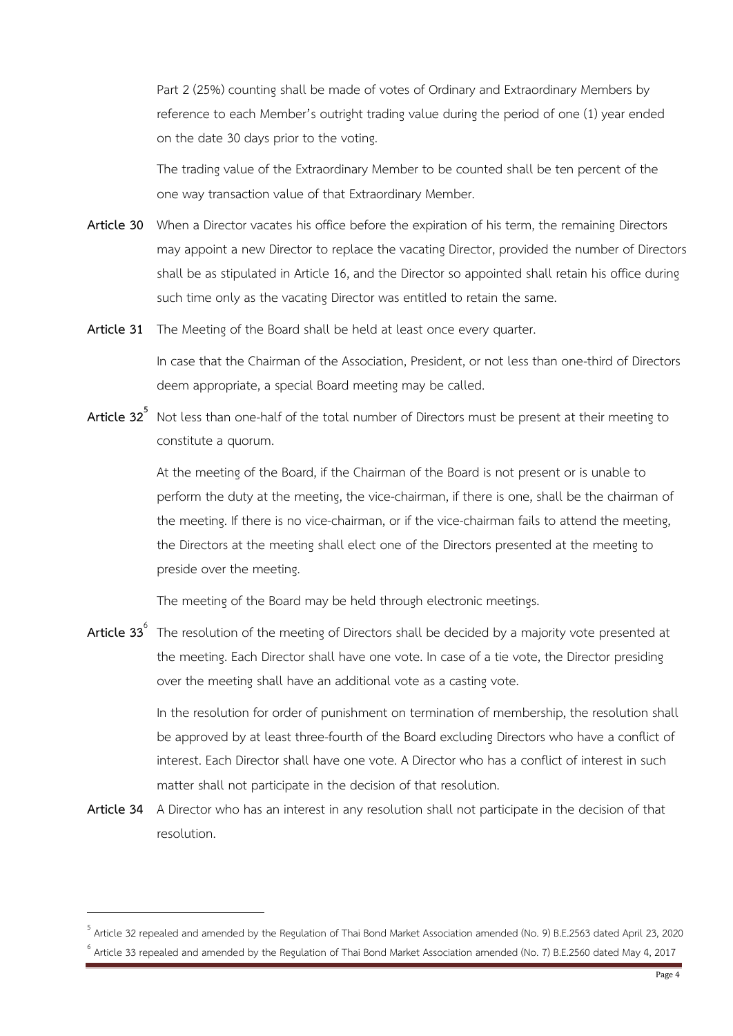Part 2 (25%) counting shall be made of votes of Ordinary and Extraordinary Members by reference to each Member's outright trading value during the period of one (1) year ended on the date 30 days prior to the voting.

The trading value of the Extraordinary Member to be counted shall be ten percent of the one way transaction value of that Extraordinary Member.

**Article 30** When a Director vacates his office before the expiration of his term, the remaining Directors may appoint a new Director to replace the vacating Director, provided the number of Directors shall be as stipulated in Article 16, and the Director so appointed shall retain his office during such time only as the vacating Director was entitled to retain the same.

**Article 31** The Meeting of the Board shall be held at least once every quarter.

In case that the Chairman of the Association, President, or not less than one-third of Directors deem appropriate, a special Board meeting may be called.

**Article 32**[5] Not less than one-half of the total number of Directors must be present at their meeting to constitute a quorum.

At the meeting of the Board, if the Chairman of the Board is not present or is unable to perform the duty at the meeting, the vice-chairman, if there is one, shall be the chairman of the meeting. If there is no vice-chairman, or if the vice-chairman fails to attend the meeting, the Directors at the meeting shall elect one of the Directors presented at the meeting to preside over the meeting.

The meeting of the Board may be held through electronic meetings.

**Article 33**[6] The resolution of the meeting of Directors shall be decided by a majority vote presented at the meeting. Each Director shall have one vote. In case of a tie vote, the Director presiding over the meeting shall have an additional vote as a casting vote.

In the resolution for order of punishment on termination of membership, the resolution shall be approved by at least three-fourth of the Board excluding Directors who have a conflict of interest. Each Director shall have one vote. A Director who has a conflict of interest in such matter shall not participate in the decision of that resolution.

**Article 34** A Director who has an interest in any resolution shall not participate in the decision of that resolution.

---

[5] Article 32 repealed and amended by the Regulation of Thai Bond Market Association amended (No. 9) B.E.2563 dated April 23, 2020

[6] Article 33 repealed and amended by the Regulation of Thai Bond Market Association amended (No. 7) B.E.2560 dated May 4, 2017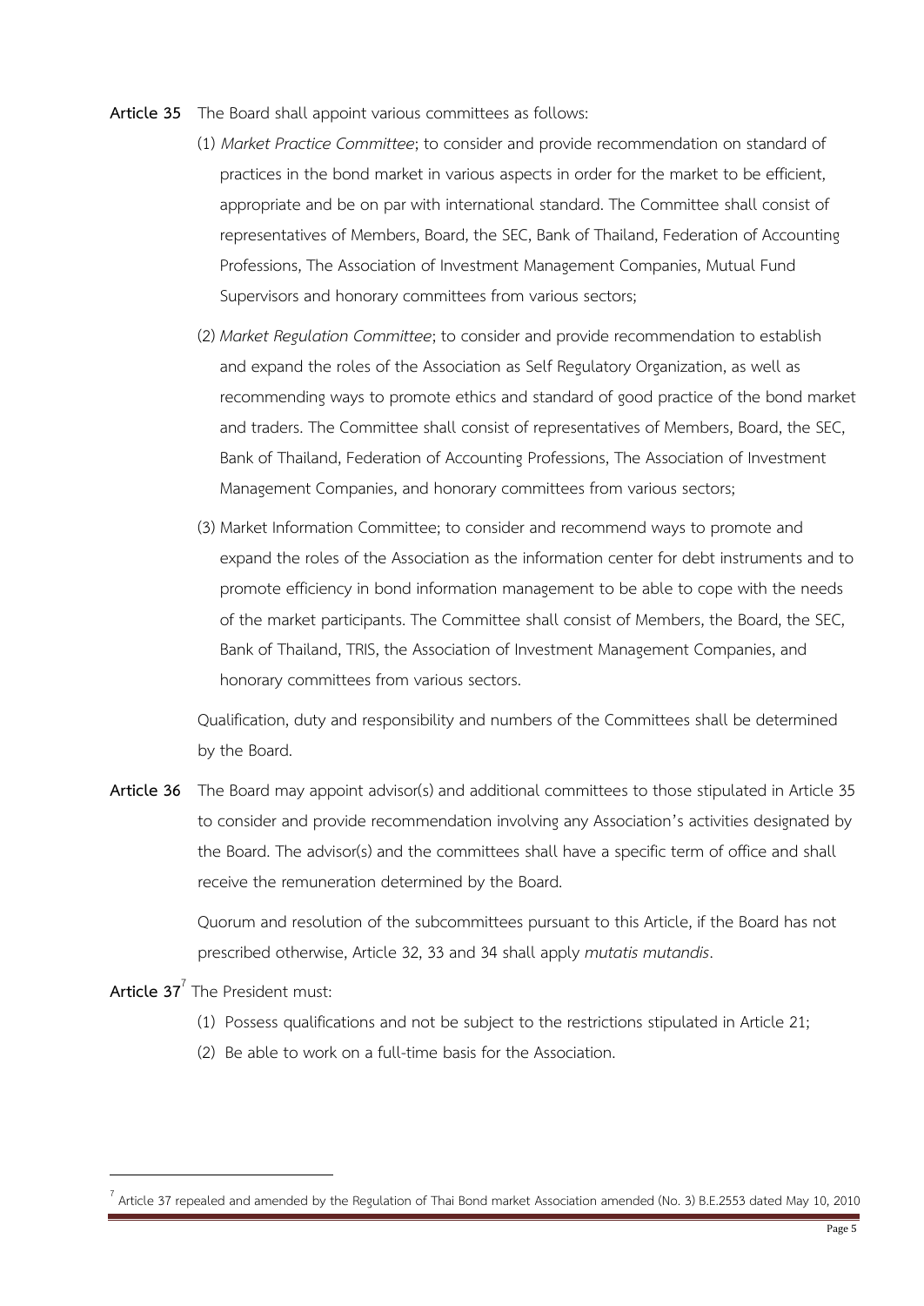**Article 35** The Board shall appoint various committees as follows:

(1) *Market Practice Committee*; to consider and provide recommendation on standard of practices in the bond market in various aspects in order for the market to be efficient, appropriate and be on par with international standard. The Committee shall consist of representatives of Members, Board, the SEC, Bank of Thailand, Federation of Accounting Professions, The Association of Investment Management Companies, Mutual Fund Supervisors and honorary committees from various sectors;

(2) *Market Regulation Committee*; to consider and provide recommendation to establish and expand the roles of the Association as Self Regulatory Organization, as well as recommending ways to promote ethics and standard of good practice of the bond market and traders. The Committee shall consist of representatives of Members, Board, the SEC, Bank of Thailand, Federation of Accounting Professions, The Association of Investment Management Companies, and honorary committees from various sectors;

(3) Market Information Committee; to consider and recommend ways to promote and expand the roles of the Association as the information center for debt instruments and to promote efficiency in bond information management to be able to cope with the needs of the market participants. The Committee shall consist of Members, the Board, the SEC, Bank of Thailand, TRIS, the Association of Investment Management Companies, and honorary committees from various sectors.

Qualification, duty and responsibility and numbers of the Committees shall be determined by the Board.

**Article 36** The Board may appoint advisor(s) and additional committees to those stipulated in Article 35 to consider and provide recommendation involving any Association's activities designated by the Board. The advisor(s) and the committees shall have a specific term of office and shall receive the remuneration determined by the Board.

Quorum and resolution of the subcommittees pursuant to this Article, if the Board has not prescribed otherwise, Article 32, 33 and 34 shall apply *mutatis mutandis*.

**Article 37**[7] The President must:

(1) Possess qualifications and not be subject to the restrictions stipulated in Article 21;

(2) Be able to work on a full-time basis for the Association.

[7] Article 37 repealed and amended by the Regulation of Thai Bond market Association amended (No. 3) B.E.2553 dated May 10, 2010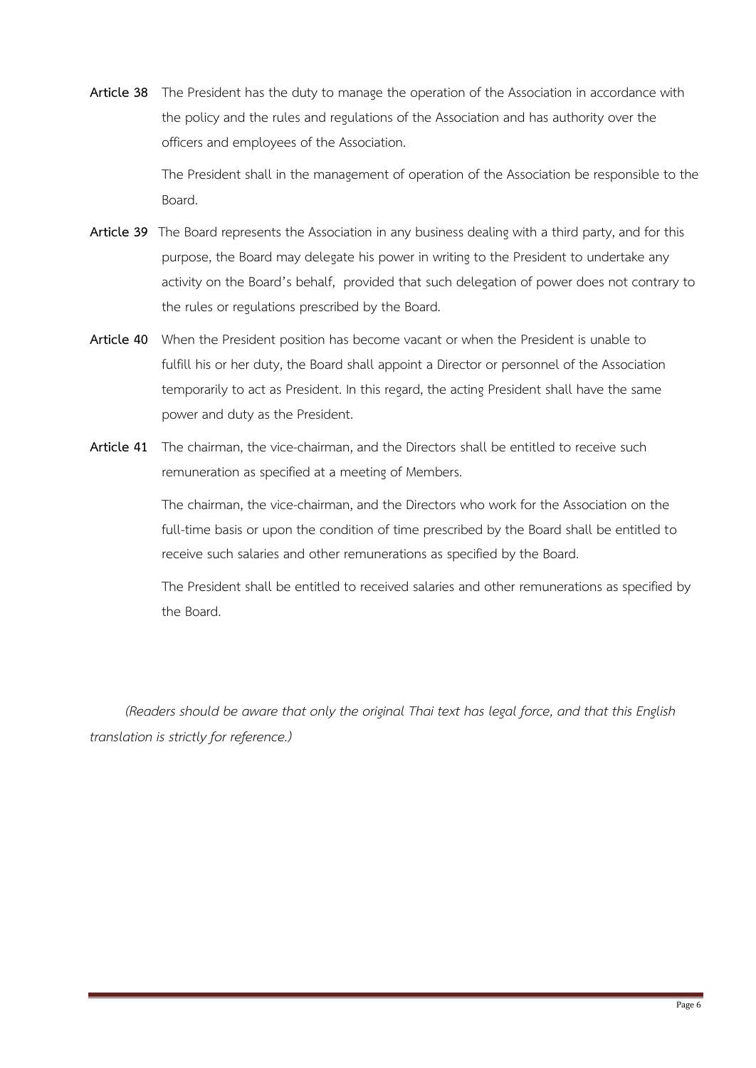**Article 38** The President has the duty to manage the operation of the Association in accordance with the policy and the rules and regulations of the Association and has authority over the officers and employees of the Association.

The President shall in the management of operation of the Association be responsible to the Board.

**Article 39** The Board represents the Association in any business dealing with a third party, and for this purpose, the Board may delegate his power in writing to the President to undertake any activity on the Board's behalf, provided that such delegation of power does not contrary to the rules or regulations prescribed by the Board.

**Article 40** When the President position has become vacant or when the President is unable to fulfill his or her duty, the Board shall appoint a Director or personnel of the Association temporarily to act as President. In this regard, the acting President shall have the same power and duty as the President.

**Article 41** The chairman, the vice-chairman, and the Directors shall be entitled to receive such remuneration as specified at a meeting of Members.

The chairman, the vice-chairman, and the Directors who work for the Association on the full-time basis or upon the condition of time prescribed by the Board shall be entitled to receive such salaries and other remunerations as specified by the Board.

The President shall be entitled to received salaries and other remunerations as specified by the Board.

*(Readers should be aware that only the original Thai text has legal force, and that this English translation is strictly for reference.)*